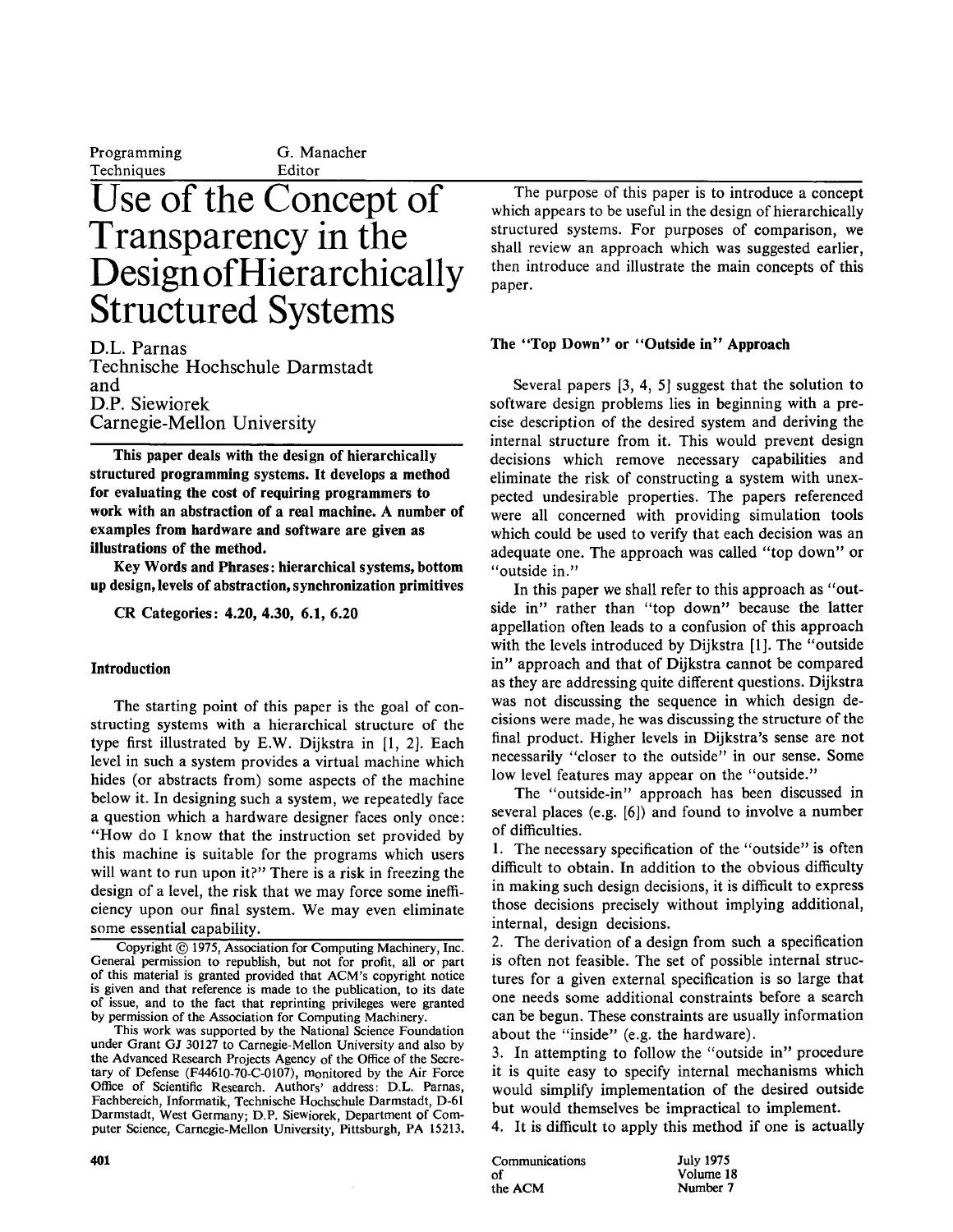Programming Techniques — G. Manacher, Editor

# Use of the Concept of Transparency in the Design of Hierarchically Structured Systems

D.L. Parnas
Technische Hochschule Darmstadt
and
D.P. Siewiorek
Carnegie-Mellon University

**This paper deals with the design of hierarchically structured programming systems. It develops a method for evaluating the cost of requiring programmers to work with an abstraction of a real machine. A number of examples from hardware and software are given as illustrations of the method.**

**Key Words and Phrases: hierarchical systems, bottom up design, levels of abstraction, synchronization primitives**

**CR Categories: 4.20, 4.30, 6.1, 6.20**

Copyright © 1975, Association for Computing Machinery, Inc. General permission to republish, but not for profit, all or part of this material is granted provided that ACM's copyright notice is given and that reference is made to the publication, to its date of issue, and to the fact that reprinting privileges were granted by permission of the Association for Computing Machinery.

This work was supported by the National Science Foundation under Grant GJ 30127 to Carnegie-Mellon University and also by the Advanced Research Projects Agency of the Office of the Secretary of Defense (F44610-70-C-0107), monitored by the Air Force Office of Scientific Research. Authors' address: D.L. Parnas, Fachbereich, Informatik, Technische Hochschule Darmstadt, D-61 Darmstadt, West Germany; D.P. Siewiorek, Department of Computer Science, Carnegie-Mellon University, Pittsburgh, PA 15213.

## Introduction

The starting point of this paper is the goal of constructing systems with a hierarchical structure of the type first illustrated by E.W. Dijkstra in [1, 2]. Each level in such a system provides a virtual machine which hides (or abstracts from) some aspects of the machine below it. In designing such a system, we repeatedly face a question which a hardware designer faces only once: "How do I know that the instruction set provided by this machine is suitable for the programs which users will want to run upon it?" There is a risk in freezing the design of a level, the risk that we may force some inefficiency upon our final system. We may even eliminate some essential capability.

The purpose of this paper is to introduce a concept which appears to be useful in the design of hierarchically structured systems. For purposes of comparison, we shall review an approach which was suggested earlier, then introduce and illustrate the main concepts of this paper.

## The "Top Down" or "Outside in" Approach

Several papers [3, 4, 5] suggest that the solution to software design problems lies in beginning with a precise description of the desired system and deriving the internal structure from it. This would prevent design decisions which remove necessary capabilities and eliminate the risk of constructing a system with unexpected undesirable properties. The papers referenced were all concerned with providing simulation tools which could be used to verify that each decision was an adequate one. The approach was called "top down" or "outside in."

In this paper we shall refer to this approach as "outside in" rather than "top down" because the latter appellation often leads to a confusion of this approach with the levels introduced by Dijkstra [1]. The "outside in" approach and that of Dijkstra cannot be compared as they are addressing quite different questions. Dijkstra was not discussing the sequence in which design decisions were made, he was discussing the structure of the final product. Higher levels in Dijkstra's sense are not necessarily "closer to the outside" in our sense. Some low level features may appear on the "outside."

The "outside-in" approach has been discussed in several places (e.g. [6]) and found to involve a number of difficulties.

1. The necessary specification of the "outside" is often difficult to obtain. In addition to the obvious difficulty in making such design decisions, it is difficult to express those decisions precisely without implying additional, internal, design decisions.
2. The derivation of a design from such a specification is often not feasible. The set of possible internal structures for a given external specification is so large that one needs some additional constraints before a search can be begun. These constraints are usually information about the "inside" (e.g. the hardware).
3. In attempting to follow the "outside in" procedure it is quite easy to specify internal mechanisms which would simplify implementation of the desired outside but would themselves be impractical to implement.
4. It is difficult to apply this method if one is actually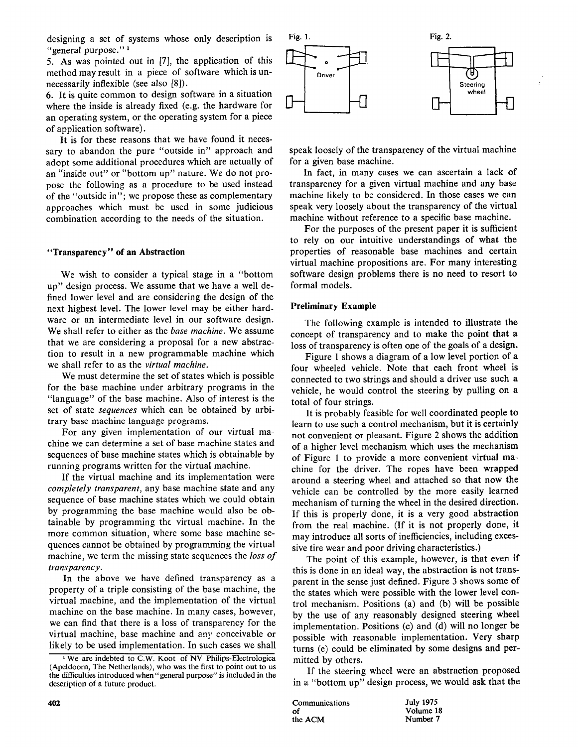designing a set of systems whose only description is "general purpose." [1]

5. As was pointed out in [7], the application of this method may result in a piece of software which is unnecessarily inflexible (see also [8]).

6. It is quite common to design software in a situation where the inside is already fixed (e.g. the hardware for an operating system, or the operating system for a piece of application software).

It is for these reasons that we have found it necessary to abandon the pure "outside in" approach and adopt some additional procedures which are actually of an "inside out" or "bottom up" nature. We do not propose the following as a procedure to be used instead of the "outside in"; we propose these as complementary approaches which must be used in some judicious combination according to the needs of the situation.

### "Transparency" of an Abstraction

We wish to consider a typical stage in a "bottom up" design process. We assume that we have a well defined lower level and are considering the design of the next highest level. The lower level may be either hardware or an intermediate level in our software design. We shall refer to either as the *base machine*. We assume that we are considering a proposal for a new abstraction to result in a new programmable machine which we shall refer to as the *virtual machine*.

We must determine the set of states which is possible for the base machine under arbitrary programs in the "language" of the base machine. Also of interest is the set of state *sequences* which can be obtained by arbitrary base machine language programs.

For any given implementation of our virtual machine we can determine a set of base machine states and sequences of base machine states which is obtainable by running programs written for the virtual machine.

If the virtual machine and its implementation were *completely transparent*, any base machine state and any sequence of base machine states which we could obtain by programming the base machine would also be obtainable by programming the virtual machine. In the more common situation, where some base machine sequences cannot be obtained by programming the virtual machine, we term the missing state sequences the *loss of transparency*.

In the above we have defined transparency as a property of a triple consisting of the base machine, the virtual machine, and the implementation of the virtual machine on the base machine. In many cases, however, we can find that there is a loss of transparency for the virtual machine, base machine and any conceivable or likely to be used implementation. In such cases we shall speak loosely of the transparency of the virtual machine for a given base machine.

In fact, in many cases we can ascertain a lack of transparency for a given virtual machine and any base machine likely to be considered. In those cases we can speak very loosely about the transparency of the virtual machine without reference to a specific base machine.

For the purposes of the present paper it is sufficient to rely on our intuitive understandings of what the properties of reasonable base machines and certain virtual machine propositions are. For many interesting software design problems there is no need to resort to formal models.

Fig. 1.

Fig. 2.

### Preliminary Example

The following example is intended to illustrate the concept of transparency and to make the point that a loss of transparency is often one of the goals of a design.

Figure 1 shows a diagram of a low level portion of a four wheeled vehicle. Note that each front wheel is connected to two strings and should a driver use such a vehicle, he would control the steering by pulling on a total of four strings.

It is probably feasible for well coordinated people to learn to use such a control mechanism, but it is certainly not convenient or pleasant. Figure 2 shows the addition of a higher level mechanism which uses the mechanism of Figure 1 to provide a more convenient virtual machine for the driver. The ropes have been wrapped around a steering wheel and attached so that now the vehicle can be controlled by the more easily learned mechanism of turning the wheel in the desired direction. If this is properly done, it is a very good abstraction from the real machine. (If it is not properly done, it may introduce all sorts of inefficiencies, including excessive tire wear and poor driving characteristics.)

The point of this example, however, is that even if this is done in an ideal way, the abstraction is not transparent in the sense just defined. Figure 3 shows some of the states which were possible with the lower level control mechanism. Positions (a) and (b) will be possible by the use of any reasonably designed steering wheel implementation. Positions (c) and (d) will no longer be possible with reasonable implementation. Very sharp turns (e) could be eliminated by some designs and permitted by others.

If the steering wheel were an abstraction proposed in a "bottom up" design process, we would ask that the

[1] We are indebted to C.W. Koot of NV Philips-Electrologica (Apeldoorn, The Netherlands), who was the first to point out to us the difficulties introduced when "general purpose" is included in the description of a future product.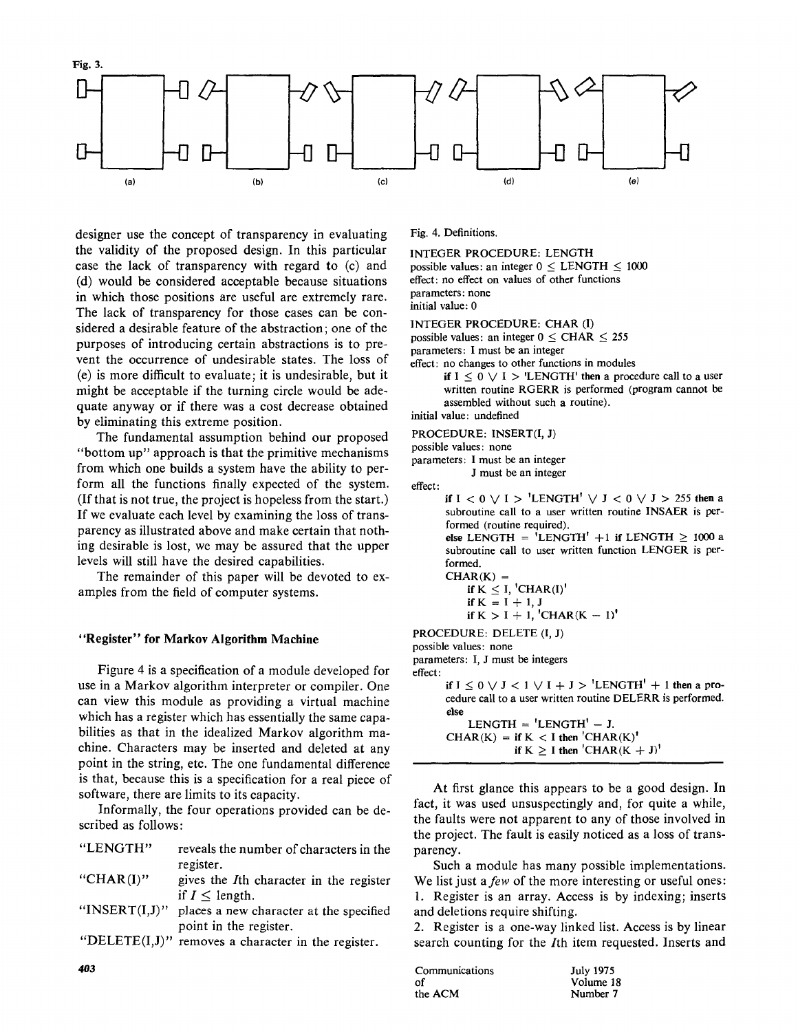Fig. 3.

(a) (b) (c) (d) (e)

designer use the concept of transparency in evaluating the validity of the proposed design. In this particular case the lack of transparency with regard to (c) and (d) would be considered acceptable because situations in which those positions are useful are extremely rare. The lack of transparency for those cases can be considered a desirable feature of the abstraction; one of the purposes of introducing certain abstractions is to prevent the occurrence of undesirable states. The loss of (e) is more difficult to evaluate; it is undesirable, but it might be acceptable if the turning circle would be adequate anyway or if there was a cost decrease obtained by eliminating this extreme position.

The fundamental assumption behind our proposed "bottom up" approach is that the primitive mechanisms from which one builds a system have the ability to perform all the functions finally expected of the system. (If that is not true, the project is hopeless from the start.) If we evaluate each level by examining the loss of transparency as illustrated above and make certain that nothing desirable is lost, we may be assured that the upper levels will still have the desired capabilities.

The remainder of this paper will be devoted to examples from the field of computer systems.

## "Register" for Markov Algorithm Machine

Figure 4 is a specification of a module developed for use in a Markov algorithm interpreter or compiler. One can view this module as providing a virtual machine which has a register which has essentially the same capabilities as that in the idealized Markov algorithm machine. Characters may be inserted and deleted at any point in the string, etc. The one fundamental difference is that, because this is a specification for a real piece of software, there are limits to its capacity.

Informally, the four operations provided can be described as follows:

- "LENGTH" reveals the number of characters in the register.
- "CHAR(I)" gives the *I*th character in the register if $I \leq$ length.
- "INSERT(I,J)" places a new character at the specified point in the register.
- "DELETE(I,J)" removes a character in the register.

Fig. 4. Definitions.

INTEGER PROCEDURE: LENGTH
possible values: an integer $0 \leq$ LENGTH $\leq 1000$
effect: no effect on values of other functions
parameters: none
initial value: 0

INTEGER PROCEDURE: CHAR (I)
possible values: an integer $0 \leq$ CHAR $\leq 255$
parameters: I must be an integer
effect: no changes to other functions in modules
  **if** I $\leq 0 \vee$ I $>$ 'LENGTH' **then** a procedure call to a user written routine RGERR is performed (program cannot be assembled without such a routine).
initial value: undefined

PROCEDURE: INSERT(I, J)
possible values: none
parameters: I must be an integer
  J must be an integer
effect:
  **if** I $< 0 \vee$ I $>$ 'LENGTH' $\vee$ J $< 0 \vee$ J $> 255$ **then** a subroutine call to a user written routine INSAER is performed (routine required).
  **else** LENGTH = 'LENGTH' +1 **if** LENGTH $\geq 1000$ a subroutine call to user written function LENGER is performed.
  CHAR(K) =
    **if** K $\leq$ I, 'CHAR(I)'
    **if** K = I + 1, J
    **if** K $>$ I + 1, 'CHAR(K − 1)'

PROCEDURE: DELETE (I, J)
possible values: none
parameters: I, J must be integers
effect:
  **if** I $\leq 0 \vee$ J $< 1 \vee$ I + J $>$ 'LENGTH' + 1 **then** a procedure call to a user written routine DELERR is performed.
  **else**
    LENGTH = 'LENGTH' − J.
  CHAR(K) = **if** K $<$ I **then** 'CHAR(K)'
      **if** K $\geq$ I **then** 'CHAR(K + J)'

At first glance this appears to be a good design. In fact, it was used unsuspectingly and, for quite a while, the faults were not apparent to any of those involved in the project. The fault is easily noticed as a loss of transparency.

Such a module has many possible implementations. We list just a *few* of the more interesting or useful ones:

1. Register is an array. Access is by indexing; inserts and deletions require shifting.
2. Register is a one-way linked list. Access is by linear search counting for the *I*th item requested. Inserts and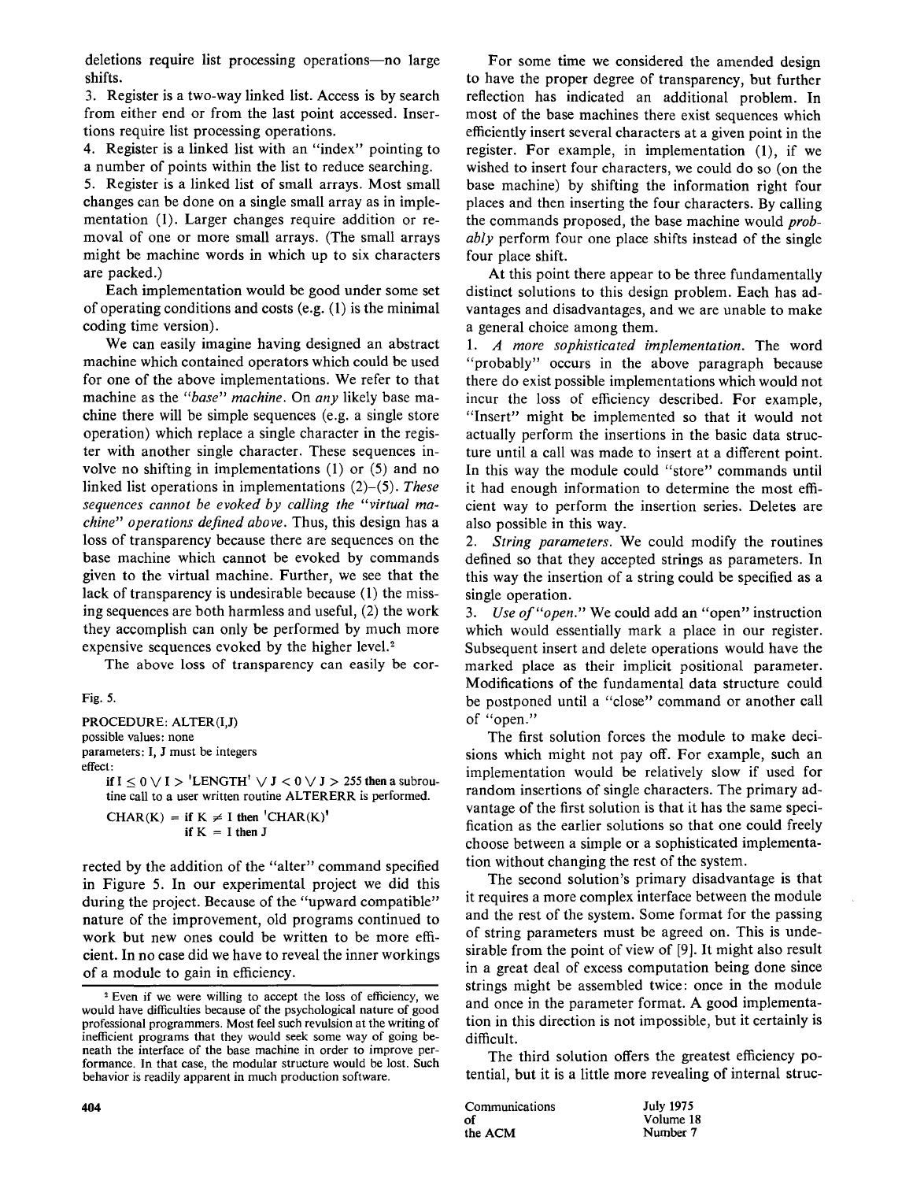deletions require list processing operations—no large shifts.

3. Register is a two-way linked list. Access is by search from either end or from the last point accessed. Insertions require list processing operations.

4. Register is a linked list with an "index" pointing to a number of points within the list to reduce searching.

5. Register is a linked list of small arrays. Most small changes can be done on a single small array as in implementation (1). Larger changes require addition or removal of one or more small arrays. (The small arrays might be machine words in which up to six characters are packed.)

Each implementation would be good under some set of operating conditions and costs (e.g. (1) is the minimal coding time version).

We can easily imagine having designed an abstract machine which contained operators which could be used for one of the above implementations. We refer to that machine as the *"base" machine*. On *any* likely base machine there will be simple sequences (e.g. a single store operation) which replace a single character in the register with another single character. These sequences involve no shifting in implementations (1) or (5) and no linked list operations in implementations (2)–(5). *These sequences cannot be evoked by calling the "virtual machine" operations defined above.* Thus, this design has a loss of transparency because there are sequences on the base machine which cannot be evoked by commands given to the virtual machine. Further, we see that the lack of transparency is undesirable because (1) the missing sequences are both harmless and useful, (2) the work they accomplish can only be performed by much more expensive sequences evoked by the higher level.[2]

The above loss of transparency can easily be corrected by the addition of the "alter" command specified in Figure 5. In our experimental project we did this during the project. Because of the "upward compatible" nature of the improvement, old programs continued to work but new ones could be written to be more efficient. In no case did we have to reveal the inner workings of a module to gain in efficiency.

Fig. 5.

```
PROCEDURE: ALTER(I,J)
possible values: none
parameters: I, J must be integers
effect:
    if I ≤ 0 ∨ I > 'LENGTH' ∨ J < 0 ∨ J > 255 then a subroutine call to a user written routine ALTERERR is performed.
    CHAR(K) = if K ≠ I then 'CHAR(K)'
              if K = I then J
```

For some time we considered the amended design to have the proper degree of transparency, but further reflection has indicated an additional problem. In most of the base machines there exist sequences which efficiently insert several characters at a given point in the register. For example, in implementation (1), if we wished to insert four characters, we could do so (on the base machine) by shifting the information right four places and then inserting the four characters. By calling the commands proposed, the base machine would *probably* perform four one place shifts instead of the single four place shift.

At this point there appear to be three fundamentally distinct solutions to this design problem. Each has advantages and disadvantages, and we are unable to make a general choice among them.

1. *A more sophisticated implementation.* The word "probably" occurs in the above paragraph because there do exist possible implementations which would not incur the loss of efficiency described. For example, "Insert" might be implemented so that it would not actually perform the insertions in the basic data structure until a call was made to insert at a different point. In this way the module could "store" commands until it had enough information to determine the most efficient way to perform the insertion series. Deletes are also possible in this way.

2. *String parameters.* We could modify the routines defined so that they accepted strings as parameters. In this way the insertion of a string could be specified as a single operation.

3. *Use of "open."* We could add an "open" instruction which would essentially mark a place in our register. Subsequent insert and delete operations would have the marked place as their implicit positional parameter. Modifications of the fundamental data structure could be postponed until a "close" command or another call of "open."

The first solution forces the module to make decisions which might not pay off. For example, such an implementation would be relatively slow if used for random insertions of single characters. The primary advantage of the first solution is that it has the same specification as the earlier solutions so that one could freely choose between a simple or a sophisticated implementation without changing the rest of the system.

The second solution's primary disadvantage is that it requires a more complex interface between the module and the rest of the system. Some format for the passing of string parameters must be agreed on. This is undesirable from the point of view of [9]. It might also result in a great deal of excess computation being done since strings might be assembled twice: once in the module and once in the parameter format. A good implementation in this direction is not impossible, but it certainly is difficult.

The third solution offers the greatest efficiency potential, but it is a little more revealing of internal struc-

[2] Even if we were willing to accept the loss of efficiency, we would have difficulties because of the psychological nature of good professional programmers. Most feel such revulsion at the writing of inefficient programs that they would seek some way of going beneath the interface of the base machine in order to improve performance. In that case, the modular structure would be lost. Such behavior is readily apparent in much production software.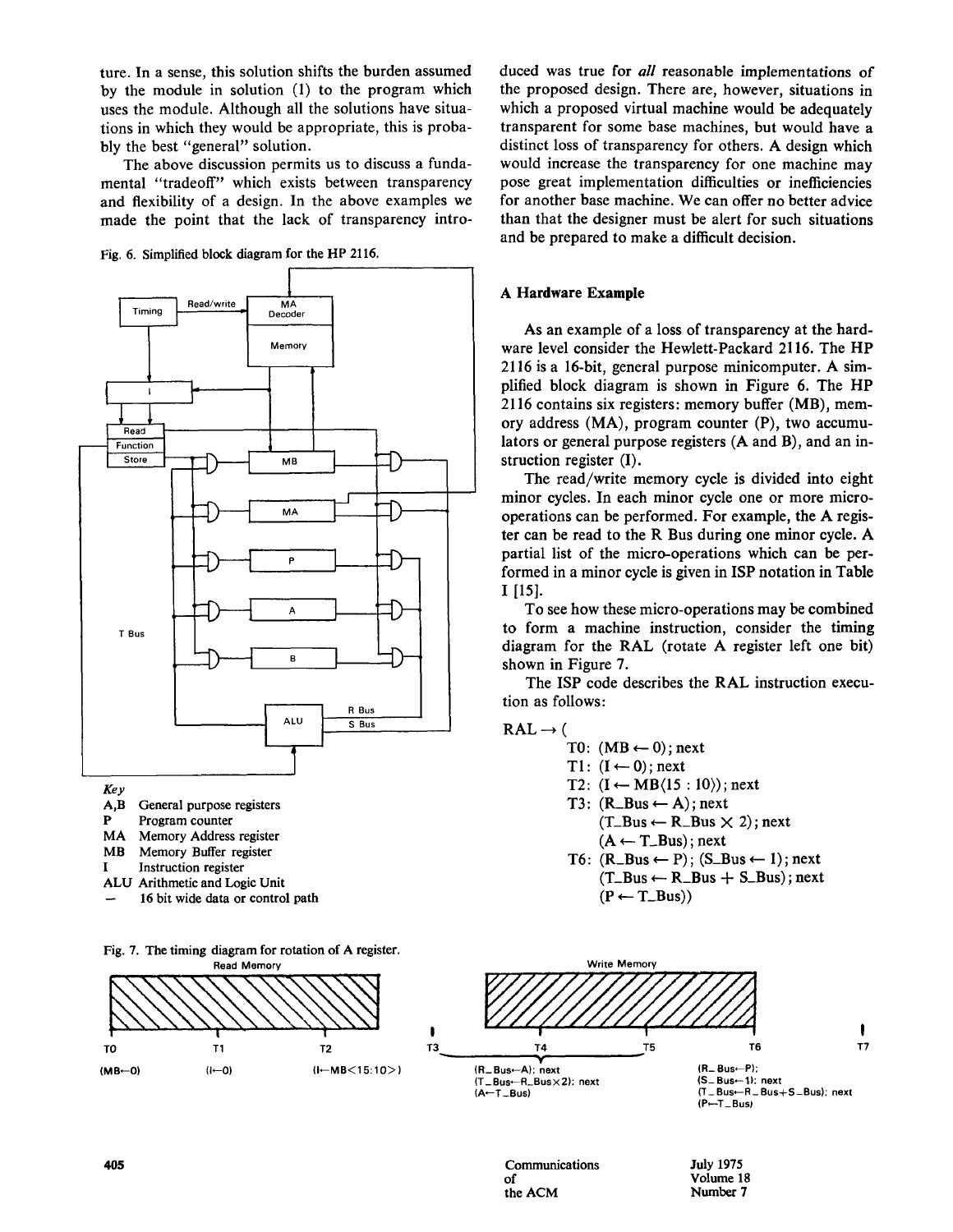ture. In a sense, this solution shifts the burden assumed by the module in solution (1) to the program which uses the module. Although all the solutions have situations in which they would be appropriate, this is probably the best "general" solution.

The above discussion permits us to discuss a fundamental "tradeoff" which exists between transparency and flexibility of a design. In the above examples we made the point that the lack of transparency introduced was true for *all* reasonable implementations of the proposed design. There are, however, situations in which a proposed virtual machine would be adequately transparent for some base machines, but would have a distinct loss of transparency for others. A design which would increase the transparency for one machine may pose great implementation difficulties or inefficiencies for another base machine. We can offer no better advice than that the designer must be alert for such situations and be prepared to make a difficult decision.

Fig. 6. Simplified block diagram for the HP 2116.

*Key*

A,B General purpose registers
P Program counter
MA Memory Address register
MB Memory Buffer register
I Instruction register
ALU Arithmetic and Logic Unit
— 16 bit wide data or control path

### A Hardware Example

As an example of a loss of transparency at the hardware level consider the Hewlett-Packard 2116. The HP 2116 is a 16-bit, general purpose minicomputer. A simplified block diagram is shown in Figure 6. The HP 2116 contains six registers: memory buffer (MB), memory address (MA), program counter (P), two accumulators or general purpose registers (A and B), and an instruction register (I).

The read/write memory cycle is divided into eight minor cycles. In each minor cycle one or more micro-operations can be performed. For example, the A register can be read to the R Bus during one minor cycle. A partial list of the micro-operations which can be performed in a minor cycle is given in ISP notation in Table I [15].

To see how these micro-operations may be combined to form a machine instruction, consider the timing diagram for the RAL (rotate A register left one bit) shown in Figure 7.

The ISP code describes the RAL instruction execution as follows:

```
RAL → (
      T0: (MB ← 0); next
      T1: (I ← 0); next
      T2: (I ← MB⟨15 : 10⟩); next
      T3: (R_Bus ← A); next
          (T_Bus ← R_Bus × 2); next
          (A ← T_Bus); next
      T6: (R_Bus ← P); (S_Bus ← 1); next
          (T_Bus ← R_Bus + S_Bus); next
          (P ← T_Bus))
```

Fig. 7. The timing diagram for rotation of A register.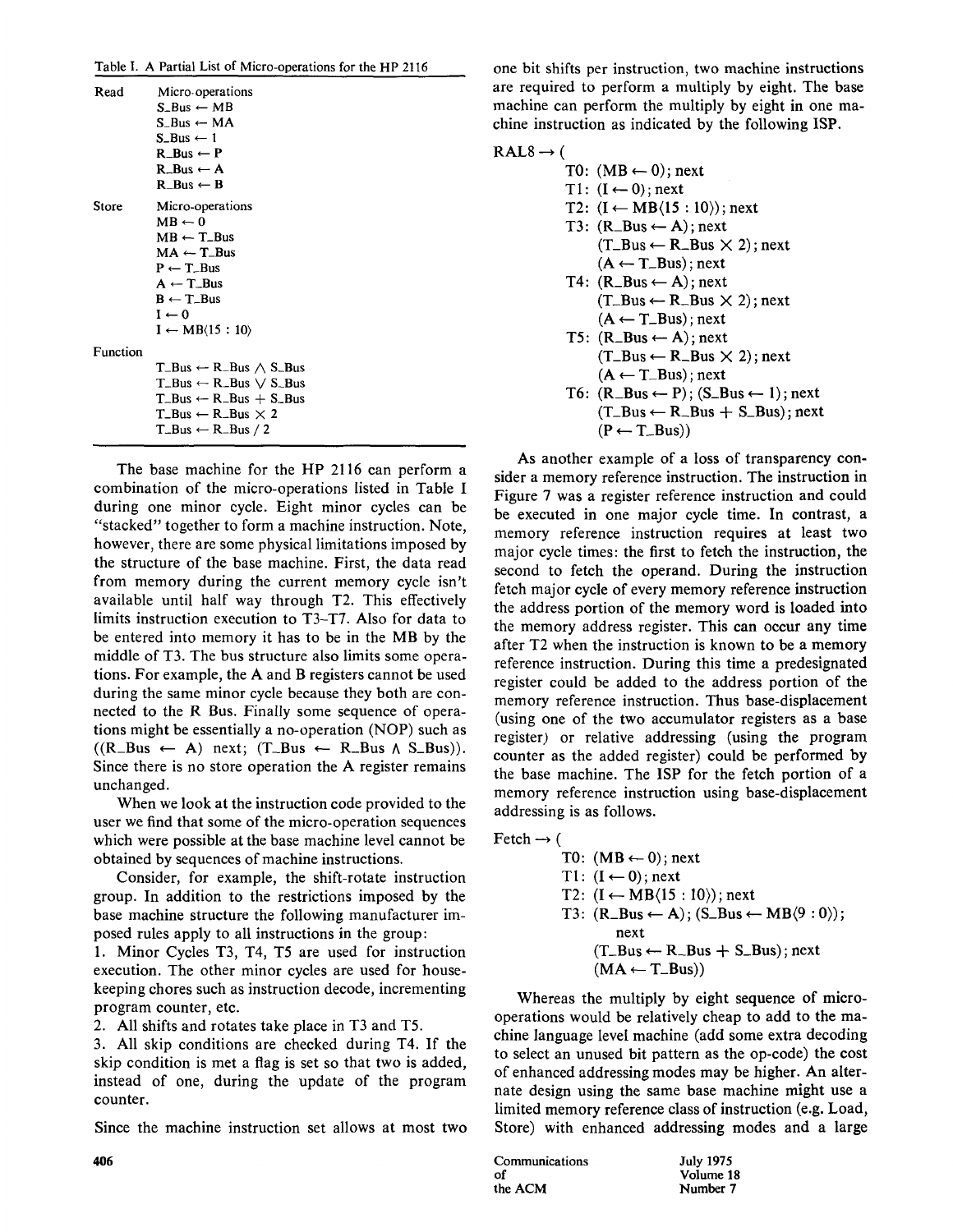Table I. A Partial List of Micro-operations for the HP 2116

| | |
|---|---|
| Read | Micro-operations |
| | S_Bus ← MB |
| | S_Bus ← MA |
| | S_Bus ← 1 |
| | R_Bus ← P |
| | R_Bus ← A |
| | R_Bus ← B |
| Store | Micro-operations |
| | MB ← 0 |
| | MB ← T_Bus |
| | MA ← T_Bus |
| | P ← T_Bus |
| | A ← T_Bus |
| | B ← T_Bus |
| | I ← 0 |
| | I ← MB⟨15 : 10⟩ |
| Function | |
| | T_Bus ← R_Bus ∧ S_Bus |
| | T_Bus ← R_Bus ∨ S_Bus |
| | T_Bus ← R_Bus + S_Bus |
| | T_Bus ← R_Bus × 2 |
| | T_Bus ← R_Bus / 2 |

The base machine for the HP 2116 can perform a combination of the micro-operations listed in Table I during one minor cycle. Eight minor cycles can be "stacked" together to form a machine instruction. Note, however, there are some physical limitations imposed by the structure of the base machine. First, the data read from memory during the current memory cycle isn't available until half way through T2. This effectively limits instruction execution to T3–T7. Also for data to be entered into memory it has to be in the MB by the middle of T3. The bus structure also limits some operations. For example, the A and B registers cannot be used during the same minor cycle because they both are connected to the R Bus. Finally some sequence of operations might be essentially a no-operation (NOP) such as ((R_Bus ← A) next; (T_Bus ← R_Bus ∧ S_Bus)). Since there is no store operation the A register remains unchanged.

When we look at the instruction code provided to the user we find that some of the micro-operation sequences which were possible at the base machine level cannot be obtained by sequences of machine instructions.

Consider, for example, the shift-rotate instruction group. In addition to the restrictions imposed by the base machine structure the following manufacturer imposed rules apply to all instructions in the group:

1. Minor Cycles T3, T4, T5 are used for instruction execution. The other minor cycles are used for housekeeping chores such as instruction decode, incrementing program counter, etc.
2. All shifts and rotates take place in T3 and T5.
3. All skip conditions are checked during T4. If the skip condition is met a flag is set so that two is added, instead of one, during the update of the program counter.

Since the machine instruction set allows at most two one bit shifts per instruction, two machine instructions are required to perform a multiply by eight. The base machine can perform the multiply by eight in one machine instruction as indicated by the following ISP.

```
RAL8 → (
      T0: (MB ← 0); next
      T1: (I ← 0); next
      T2: (I ← MB⟨15 : 10⟩); next
      T3: (R_Bus ← A); next
          (T_Bus ← R_Bus × 2); next
          (A ← T_Bus); next
      T4: (R_Bus ← A); next
          (T_Bus ← R_Bus × 2); next
          (A ← T_Bus); next
      T5: (R_Bus ← A); next
          (T_Bus ← R_Bus × 2); next
          (A ← T_Bus); next
      T6: (R_Bus ← P); (S_Bus ← 1); next
          (T_Bus ← R_Bus + S_Bus); next
          (P ← T_Bus))
```

As another example of a loss of transparency consider a memory reference instruction. The instruction in Figure 7 was a register reference instruction and could be executed in one major cycle time. In contrast, a memory reference instruction requires at least two major cycle times: the first to fetch the instruction, the second to fetch the operand. During the instruction fetch major cycle of every memory reference instruction the address portion of the memory word is loaded into the memory address register. This can occur any time after T2 when the instruction is known to be a memory reference instruction. During this time a predesignated register could be added to the address portion of the memory reference instruction. Thus base-displacement (using one of the two accumulator registers as a base register) or relative addressing (using the program counter as the added register) could be performed by the base machine. The ISP for the fetch portion of a memory reference instruction using base-displacement addressing is as follows.

```
Fetch → (
      T0: (MB ← 0); next
      T1: (I ← 0); next
      T2: (I ← MB⟨15 : 10⟩); next
      T3: (R_Bus ← A); (S_Bus ← MB⟨9 : 0⟩);
          next
          (T_Bus ← R_Bus + S_Bus); next
          (MA ← T_Bus))
```

Whereas the multiply by eight sequence of micro-operations would be relatively cheap to add to the machine language level machine (add some extra decoding to select an unused bit pattern as the op-code) the cost of enhanced addressing modes may be higher. An alternate design using the same base machine might use a limited memory reference class of instruction (e.g. Load, Store) with enhanced addressing modes and a large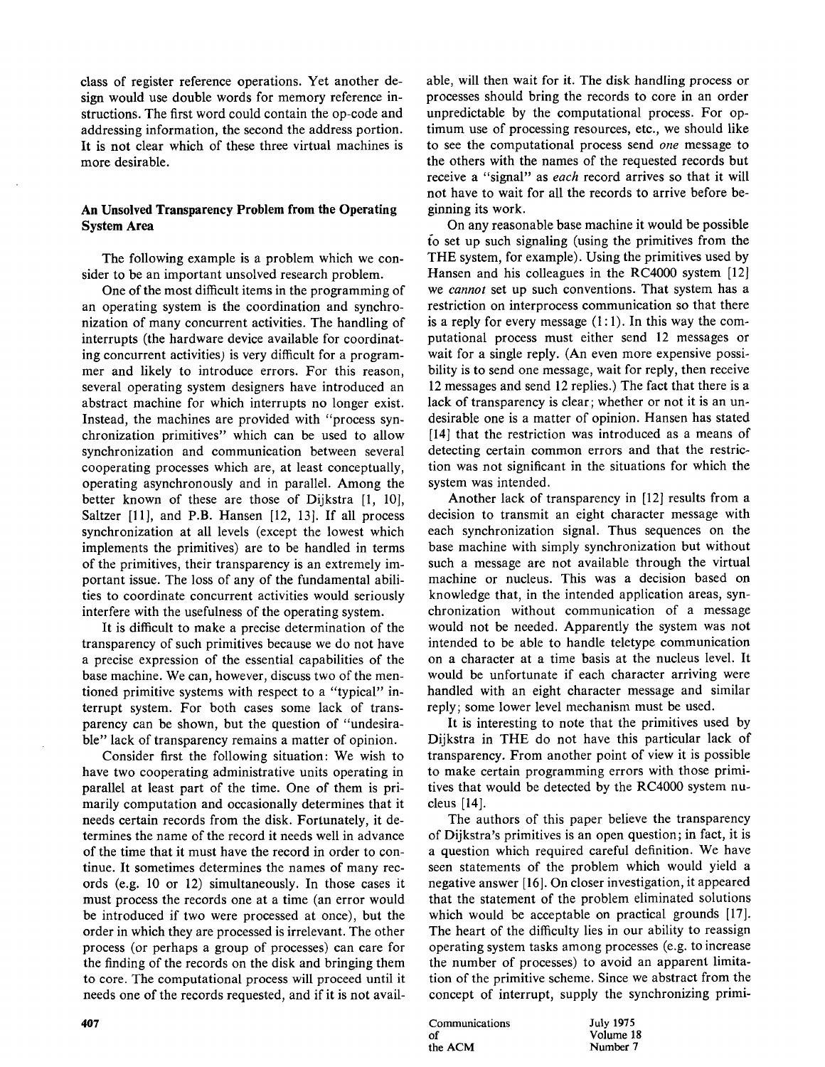class of register reference operations. Yet another design would use double words for memory reference instructions. The first word could contain the op-code and addressing information, the second the address portion. It is not clear which of these three virtual machines is more desirable.

## An Unsolved Transparency Problem from the Operating System Area

The following example is a problem which we consider to be an important unsolved research problem.

One of the most difficult items in the programming of an operating system is the coordination and synchronization of many concurrent activities. The handling of interrupts (the hardware device available for coordinating concurrent activities) is very difficult for a programmer and likely to introduce errors. For this reason, several operating system designers have introduced an abstract machine for which interrupts no longer exist. Instead, the machines are provided with "process synchronization primitives" which can be used to allow synchronization and communication between several cooperating processes which are, at least conceptually, operating asynchronously and in parallel. Among the better known of these are those of Dijkstra [1, 10], Saltzer [11], and P.B. Hansen [12, 13]. If all process synchronization at all levels (except the lowest which implements the primitives) are to be handled in terms of the primitives, their transparency is an extremely important issue. The loss of any of the fundamental abilities to coordinate concurrent activities would seriously interfere with the usefulness of the operating system.

It is difficult to make a precise determination of the transparency of such primitives because we do not have a precise expression of the essential capabilities of the base machine. We can, however, discuss two of the mentioned primitive systems with respect to a "typical" interrupt system. For both cases some lack of transparency can be shown, but the question of "undesirable" lack of transparency remains a matter of opinion.

Consider first the following situation: We wish to have two cooperating administrative units operating in parallel at least part of the time. One of them is primarily computation and occasionally determines that it needs certain records from the disk. Fortunately, it determines the name of the record it needs well in advance of the time that it must have the record in order to continue. It sometimes determines the names of many records (e.g. 10 or 12) simultaneously. In those cases it must process the records one at a time (an error would be introduced if two were processed at once), but the order in which they are processed is irrelevant. The other process (or perhaps a group of processes) can care for the finding of the records on the disk and bringing them to core. The computational process will proceed until it needs one of the records requested, and if it is not available, will then wait for it. The disk handling process or processes should bring the records to core in an order unpredictable by the computational process. For optimum use of processing resources, etc., we should like to see the computational process send *one* message to the others with the names of the requested records but receive a "signal" as *each* record arrives so that it will not have to wait for all the records to arrive before beginning its work.

On any reasonable base machine it would be possible to set up such signaling (using the primitives from the THE system, for example). Using the primitives used by Hansen and his colleagues in the RC4000 system [12] we *cannot* set up such conventions. That system has a restriction on interprocess communication so that there is a reply for every message (1:1). In this way the computational process must either send 12 messages or wait for a single reply. (An even more expensive possibility is to send one message, wait for reply, then receive 12 messages and send 12 replies.) The fact that there is a lack of transparency is clear; whether or not it is an undesirable one is a matter of opinion. Hansen has stated [14] that the restriction was introduced as a means of detecting certain common errors and that the restriction was not significant in the situations for which the system was intended.

Another lack of transparency in [12] results from a decision to transmit an eight character message with each synchronization signal. Thus sequences on the base machine with simply synchronization but without such a message are not available through the virtual machine or nucleus. This was a decision based on knowledge that, in the intended application areas, synchronization without communication of a message would not be needed. Apparently the system was not intended to be able to handle teletype communication on a character at a time basis at the nucleus level. It would be unfortunate if each character arriving were handled with an eight character message and similar reply; some lower level mechanism must be used.

It is interesting to note that the primitives used by Dijkstra in THE do not have this particular lack of transparency. From another point of view it is possible to make certain programming errors with those primitives that would be detected by the RC4000 system nucleus [14].

The authors of this paper believe the transparency of Dijkstra's primitives is an open question; in fact, it is a question which required careful definition. We have seen statements of the problem which would yield a negative answer [16]. On closer investigation, it appeared that the statement of the problem eliminated solutions which would be acceptable on practical grounds [17]. The heart of the difficulty lies in our ability to reassign operating system tasks among processes (e.g. to increase the number of processes) to avoid an apparent limitation of the primitive scheme. Since we abstract from the concept of interrupt, supply the synchronizing primi-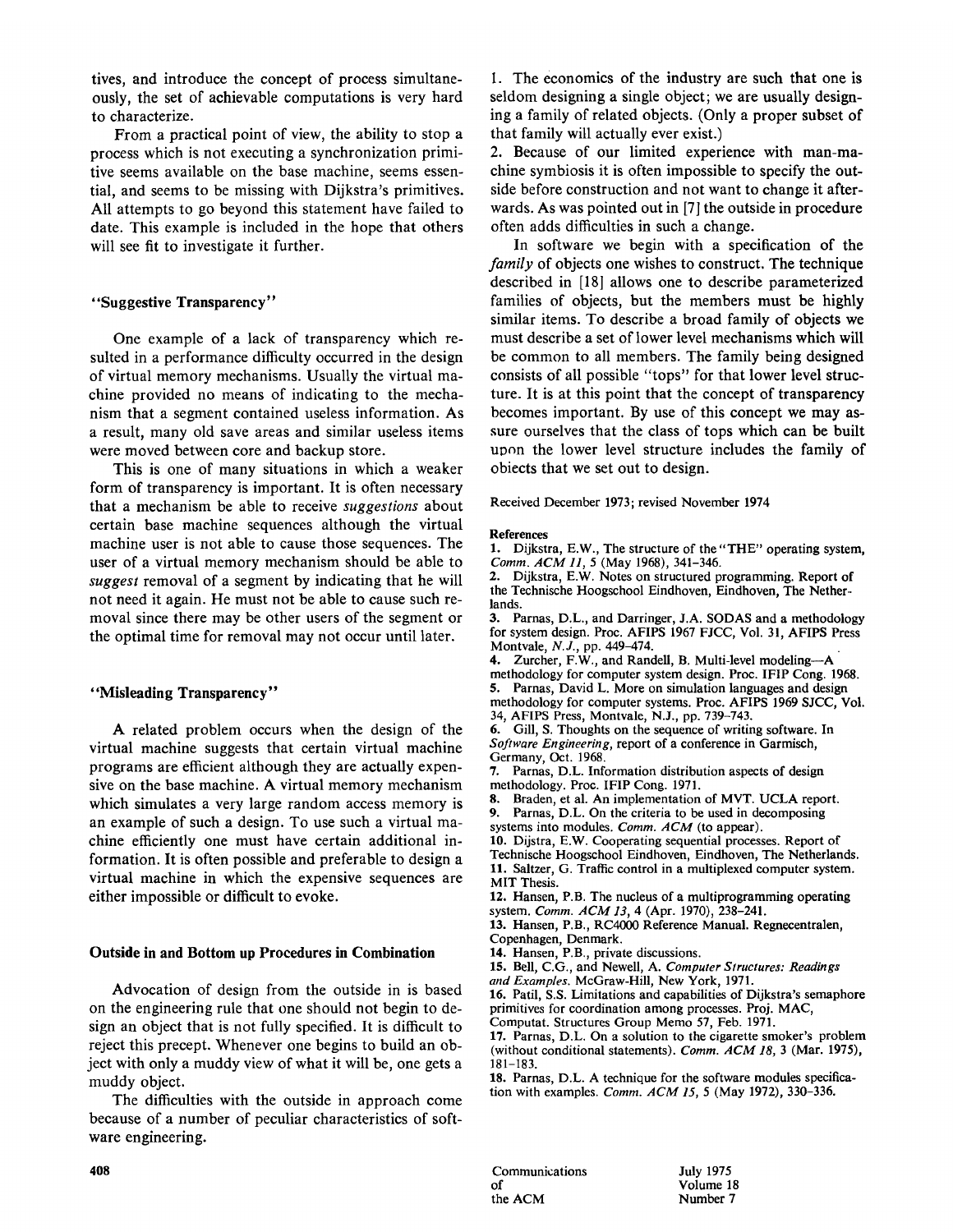tives, and introduce the concept of process simultaneously, the set of achievable computations is very hard to characterize.

From a practical point of view, the ability to stop a process which is not executing a synchronization primitive seems available on the base machine, seems essential, and seems to be missing with Dijkstra's primitives. All attempts to go beyond this statement have failed to date. This example is included in the hope that others will see fit to investigate it further.

### "Suggestive Transparency"

One example of a lack of transparency which resulted in a performance difficulty occurred in the design of virtual memory mechanisms. Usually the virtual machine provided no means of indicating to the mechanism that a segment contained useless information. As a result, many old save areas and similar useless items were moved between core and backup store.

This is one of many situations in which a weaker form of transparency is important. It is often necessary that a mechanism be able to receive *suggestions* about certain base machine sequences although the virtual machine user is not able to cause those sequences. The user of a virtual memory mechanism should be able to *suggest* removal of a segment by indicating that he will not need it again. He must not be able to cause such removal since there may be other users of the segment or the optimal time for removal may not occur until later.

### "Misleading Transparency"

A related problem occurs when the design of the virtual machine suggests that certain virtual machine programs are efficient although they are actually expensive on the base machine. A virtual memory mechanism which simulates a very large random access memory is an example of such a design. To use such a virtual machine efficiently one must have certain additional information. It is often possible and preferable to design a virtual machine in which the expensive sequences are either impossible or difficult to evoke.

## Outside in and Bottom up Procedures in Combination

Advocation of design from the outside in is based on the engineering rule that one should not begin to design an object that is not fully specified. It is difficult to reject this precept. Whenever one begins to build an object with only a muddy view of what it will be, one gets a muddy object.

The difficulties with the outside in approach come because of a number of peculiar characteristics of software engineering.

1. The economics of the industry are such that one is seldom designing a single object; we are usually designing a family of related objects. (Only a proper subset of that family will actually ever exist.)
2. Because of our limited experience with man-machine symbiosis it is often impossible to specify the outside before construction and not want to change it afterwards. As was pointed out in [7] the outside in procedure often adds difficulties in such a change.

In software we begin with a specification of the *family* of objects one wishes to construct. The technique described in [18] allows one to describe parameterized families of objects, but the members must be highly similar items. To describe a broad family of objects we must describe a set of lower level mechanisms which will be common to all members. The family being designed consists of all possible "tops" for that lower level structure. It is at this point that the concept of transparency becomes important. By use of this concept we may assure ourselves that the class of tops which can be built upon the lower level structure includes the family of objects that we set out to design.

Received December 1973; revised November 1974

## References

1. Dijkstra, E.W., The structure of the "THE" operating system, *Comm. ACM 11*, 5 (May 1968), 341–346.
2. Dijkstra, E.W. Notes on structured programming. Report of the Technische Hoogschool Eindhoven, Eindhoven, The Netherlands.
3. Parnas, D.L., and Darringer, J.A. SODAS and a methodology for system design. Proc. AFIPS 1967 FJCC, Vol. 31, AFIPS Press Montvale, *N.J.*, pp. 449–474.
4. Zurcher, F.W., and Randell, B. Multi-level modeling—A methodology for computer system design. Proc. IFIP Cong. 1968.
5. Parnas, David L. More on simulation languages and design methodology for computer systems. Proc. AFIPS 1969 SJCC, Vol. 34, AFIPS Press, Montvale, N.J., pp. 739–743.
6. Gill, S. Thoughts on the sequence of writing software. In *Software Engineering*, report of a conference in Garmisch, Germany, Oct. 1968.
7. Parnas, D.L. Information distribution aspects of design methodology. Proc. IFIP Cong. 1971.
8. Braden, et al. An implementation of MVT. UCLA report.
9. Parnas, D.L. On the criteria to be used in decomposing systems into modules. *Comm. ACM* (to appear).
10. Dijstra, E.W. Cooperating sequential processes. Report of Technische Hoogschool Eindhoven, Eindhoven, The Netherlands.
11. Saltzer, G. Traffic control in a multiplexed computer system. MIT Thesis.
12. Hansen, P.B. The nucleus of a multiprogramming operating system. *Comm. ACM 13*, 4 (Apr. 1970), 238–241.
13. Hansen, P.B., RC4000 Reference Manual. Regnecentralen, Copenhagen, Denmark.
14. Hansen, P.B., private discussions.
15. Bell, C.G., and Newell, A. *Computer Structures: Readings and Examples*. McGraw-Hill, New York, 1971.
16. Patil, S.S. Limitations and capabilities of Dijkstra's semaphore primitives for coordination among processes. Proj. MAC, Computat. Structures Group Memo 57, Feb. 1971.
17. Parnas, D.L. On a solution to the cigarette smoker's problem (without conditional statements). *Comm. ACM 18*, 3 (Mar. 1975), 181–183.
18. Parnas, D.L. A technique for the software modules specification with examples. *Comm. ACM 15*, 5 (May 1972), 330–336.